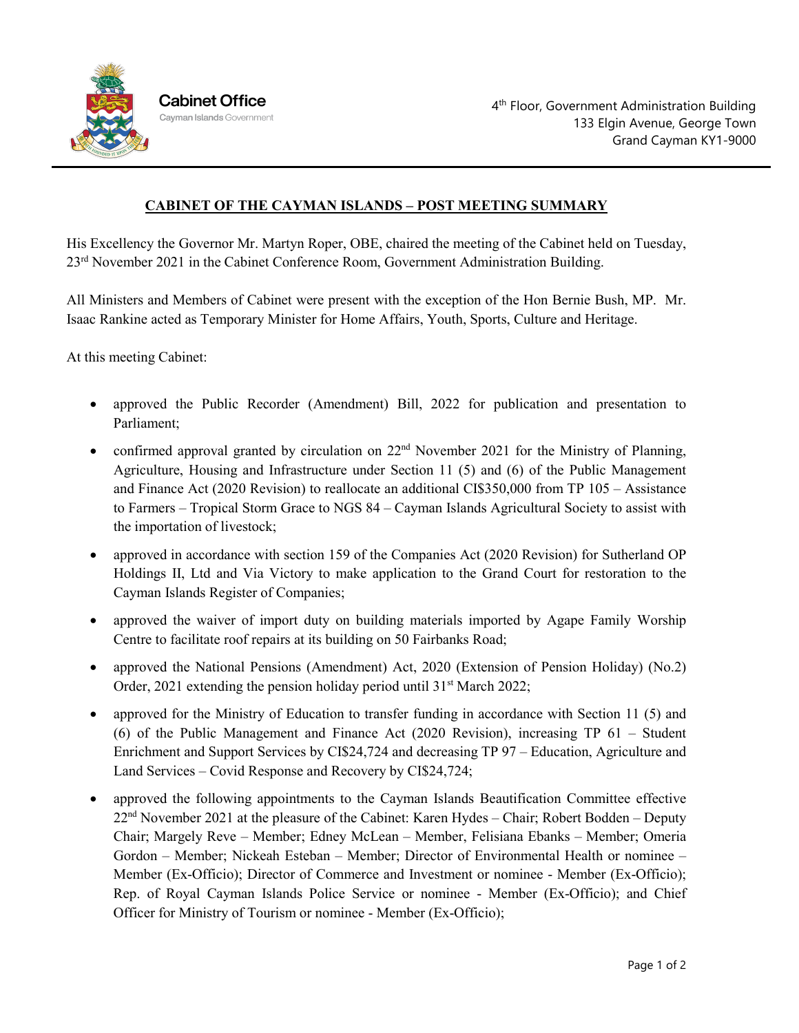**Cabinet Office**
Cayman Islands Government

4th Floor, Government Administration Building
133 Elgin Avenue, George Town
Grand Cayman KY1-9000

## CABINET OF THE CAYMAN ISLANDS – POST MEETING SUMMARY

His Excellency the Governor Mr. Martyn Roper, OBE, chaired the meeting of the Cabinet held on Tuesday, 23rd November 2021 in the Cabinet Conference Room, Government Administration Building.

All Ministers and Members of Cabinet were present with the exception of the Hon Bernie Bush, MP. Mr. Isaac Rankine acted as Temporary Minister for Home Affairs, Youth, Sports, Culture and Heritage.

At this meeting Cabinet:

- approved the Public Recorder (Amendment) Bill, 2022 for publication and presentation to Parliament;
- confirmed approval granted by circulation on 22nd November 2021 for the Ministry of Planning, Agriculture, Housing and Infrastructure under Section 11 (5) and (6) of the Public Management and Finance Act (2020 Revision) to reallocate an additional CI$350,000 from TP 105 – Assistance to Farmers – Tropical Storm Grace to NGS 84 – Cayman Islands Agricultural Society to assist with the importation of livestock;
- approved in accordance with section 159 of the Companies Act (2020 Revision) for Sutherland OP Holdings II, Ltd and Via Victory to make application to the Grand Court for restoration to the Cayman Islands Register of Companies;
- approved the waiver of import duty on building materials imported by Agape Family Worship Centre to facilitate roof repairs at its building on 50 Fairbanks Road;
- approved the National Pensions (Amendment) Act, 2020 (Extension of Pension Holiday) (No.2) Order, 2021 extending the pension holiday period until 31st March 2022;
- approved for the Ministry of Education to transfer funding in accordance with Section 11 (5) and (6) of the Public Management and Finance Act (2020 Revision), increasing TP 61 – Student Enrichment and Support Services by CI$24,724 and decreasing TP 97 – Education, Agriculture and Land Services – Covid Response and Recovery by CI$24,724;
- approved the following appointments to the Cayman Islands Beautification Committee effective 22nd November 2021 at the pleasure of the Cabinet: Karen Hydes – Chair; Robert Bodden – Deputy Chair; Margely Reve – Member; Edney McLean – Member, Felisiana Ebanks – Member; Omeria Gordon – Member; Nickeah Esteban – Member; Director of Environmental Health or nominee – Member (Ex-Officio); Director of Commerce and Investment or nominee - Member (Ex-Officio); Rep. of Royal Cayman Islands Police Service or nominee - Member (Ex-Officio); and Chief Officer for Ministry of Tourism or nominee - Member (Ex-Officio);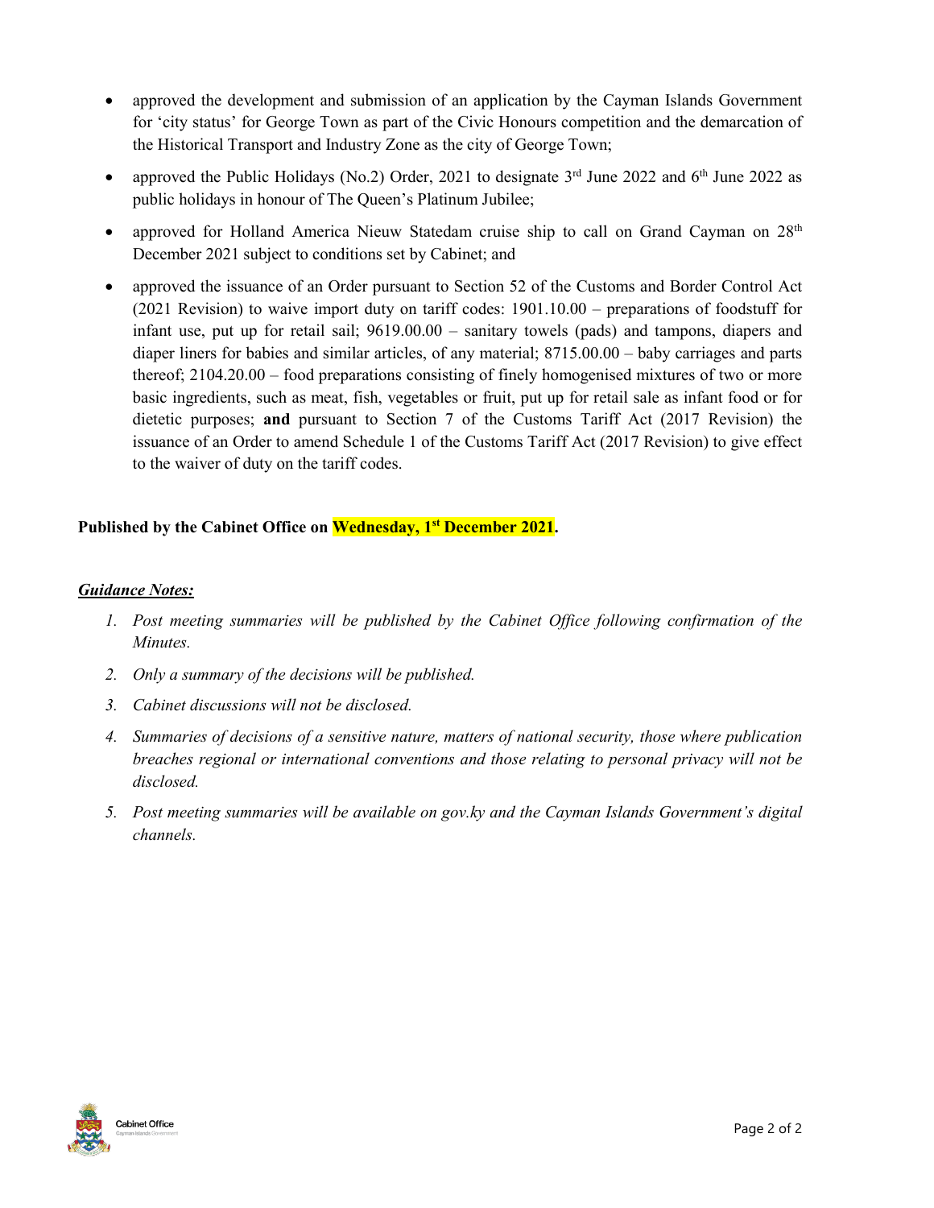- approved the development and submission of an application by the Cayman Islands Government for 'city status' for George Town as part of the Civic Honours competition and the demarcation of the Historical Transport and Industry Zone as the city of George Town;
- approved the Public Holidays (No.2) Order, 2021 to designate 3rd June 2022 and 6th June 2022 as public holidays in honour of The Queen's Platinum Jubilee;
- approved for Holland America Nieuw Statedam cruise ship to call on Grand Cayman on 28th December 2021 subject to conditions set by Cabinet; and
- approved the issuance of an Order pursuant to Section 52 of the Customs and Border Control Act (2021 Revision) to waive import duty on tariff codes: 1901.10.00 – preparations of foodstuff for infant use, put up for retail sail; 9619.00.00 – sanitary towels (pads) and tampons, diapers and diaper liners for babies and similar articles, of any material; 8715.00.00 – baby carriages and parts thereof; 2104.20.00 – food preparations consisting of finely homogenised mixtures of two or more basic ingredients, such as meat, fish, vegetables or fruit, put up for retail sale as infant food or for dietetic purposes; **and** pursuant to Section 7 of the Customs Tariff Act (2017 Revision) the issuance of an Order to amend Schedule 1 of the Customs Tariff Act (2017 Revision) to give effect to the waiver of duty on the tariff codes.

**Published by the Cabinet Office on Wednesday, 1st December 2021.**

***Guidance Notes:***

1. *Post meeting summaries will be published by the Cabinet Office following confirmation of the Minutes.*
2. *Only a summary of the decisions will be published.*
3. *Cabinet discussions will not be disclosed.*
4. *Summaries of decisions of a sensitive nature, matters of national security, those where publication breaches regional or international conventions and those relating to personal privacy will not be disclosed.*
5. *Post meeting summaries will be available on gov.ky and the Cayman Islands Government's digital channels.*